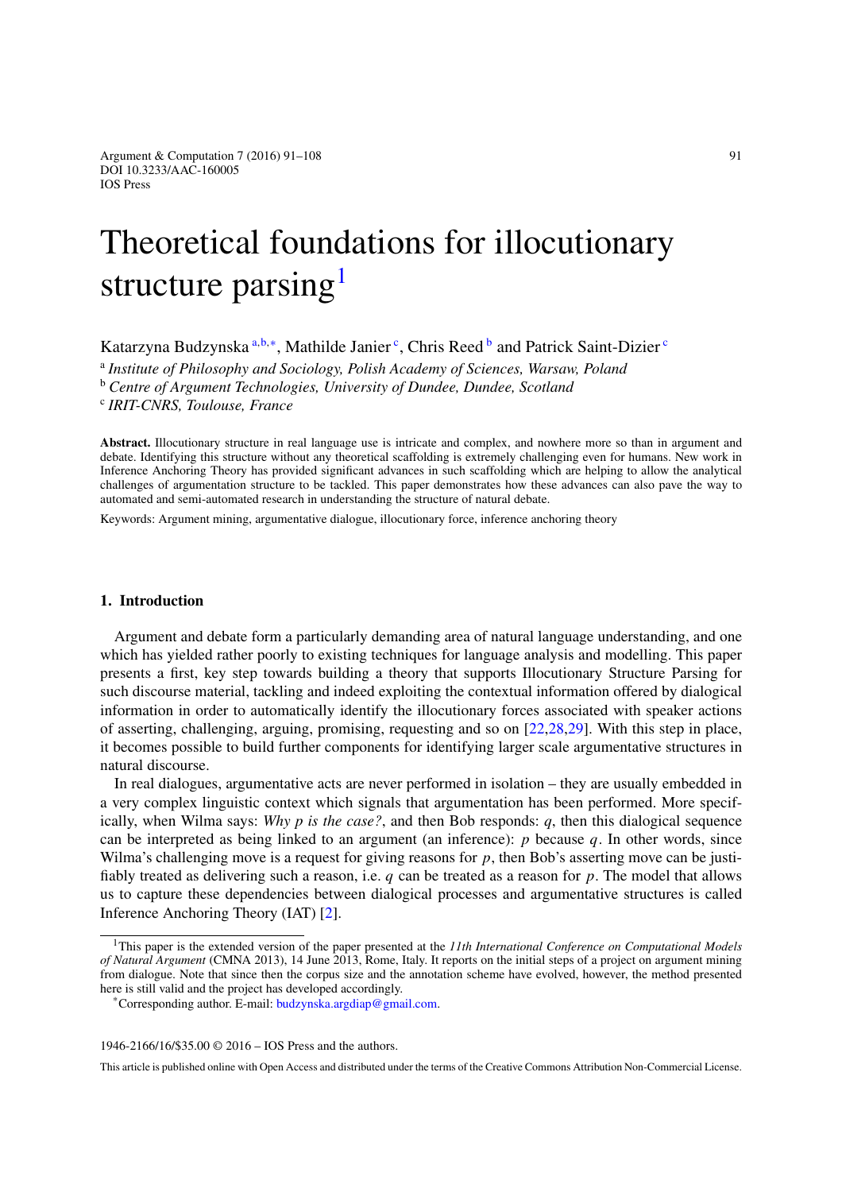# Theoretical foundations for illocutionary structure parsing[1]

Katarzyna Budzynska [a,b,*], Mathilde Janier [c], Chris Reed [b] and Patrick Saint-Dizier [c]

[a] *Institute of Philosophy and Sociology, Polish Academy of Sciences, Warsaw, Poland*
[b] *Centre of Argument Technologies, University of Dundee, Dundee, Scotland*
[c] *IRIT-CNRS, Toulouse, France*

**Abstract.** Illocutionary structure in real language use is intricate and complex, and nowhere more so than in argument and debate. Identifying this structure without any theoretical scaffolding is extremely challenging even for humans. New work in Inference Anchoring Theory has provided significant advances in such scaffolding which are helping to allow the analytical challenges of argumentation structure to be tackled. This paper demonstrates how these advances can also pave the way to automated and semi-automated research in understanding the structure of natural debate.

Keywords: Argument mining, argumentative dialogue, illocutionary force, inference anchoring theory

## 1. Introduction

Argument and debate form a particularly demanding area of natural language understanding, and one which has yielded rather poorly to existing techniques for language analysis and modelling. This paper presents a first, key step towards building a theory that supports Illocutionary Structure Parsing for such discourse material, tackling and indeed exploiting the contextual information offered by dialogical information in order to automatically identify the illocutionary forces associated with speaker actions of asserting, challenging, arguing, promising, requesting and so on [22,28,29]. With this step in place, it becomes possible to build further components for identifying larger scale argumentative structures in natural discourse.

In real dialogues, argumentative acts are never performed in isolation – they are usually embedded in a very complex linguistic context which signals that argumentation has been performed. More specifically, when Wilma says: *Why $p$ is the case?*, and then Bob responds: $q$, then this dialogical sequence can be interpreted as being linked to an argument (an inference): $p$ because $q$. In other words, since Wilma's challenging move is a request for giving reasons for $p$, then Bob's asserting move can be justifiably treated as delivering such a reason, i.e. $q$ can be treated as a reason for $p$. The model that allows us to capture these dependencies between dialogical processes and argumentative structures is called Inference Anchoring Theory (IAT) [2].

[1]This paper is the extended version of the paper presented at the *11th International Conference on Computational Models of Natural Argument* (CMNA 2013), 14 June 2013, Rome, Italy. It reports on the initial steps of a project on argument mining from dialogue. Note that since then the corpus size and the annotation scheme have evolved, however, the method presented here is still valid and the project has developed accordingly.

*Corresponding author. E-mail: budzynska.argdiap@gmail.com.

1946-2166/16/$35.00 © 2016 – IOS Press and the authors.

This article is published online with Open Access and distributed under the terms of the Creative Commons Attribution Non-Commercial License.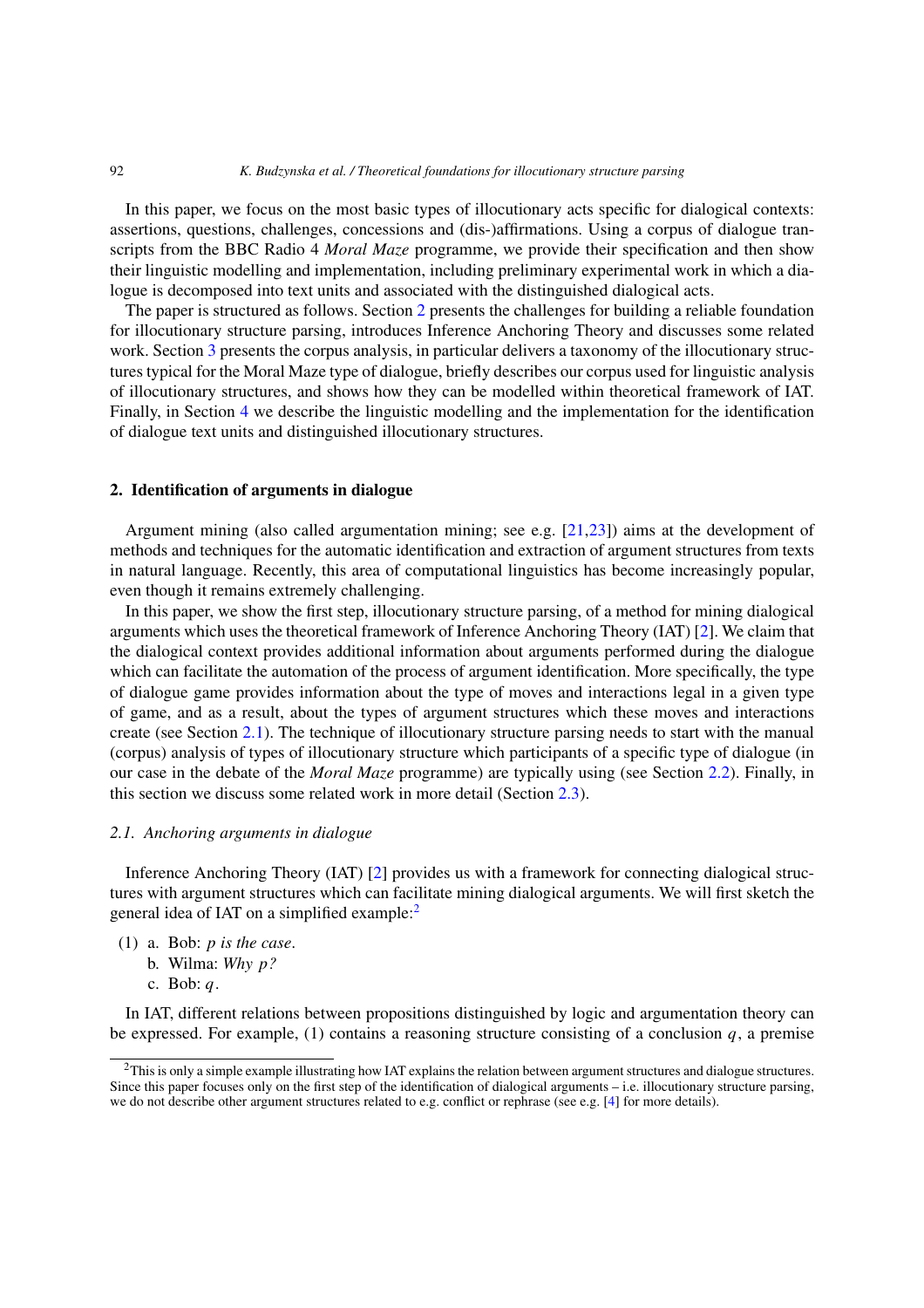In this paper, we focus on the most basic types of illocutionary acts specific for dialogical contexts: assertions, questions, challenges, concessions and (dis-)affirmations. Using a corpus of dialogue transcripts from the BBC Radio 4 *Moral Maze* programme, we provide their specification and then show their linguistic modelling and implementation, including preliminary experimental work in which a dialogue is decomposed into text units and associated with the distinguished dialogical acts.

The paper is structured as follows. Section 2 presents the challenges for building a reliable foundation for illocutionary structure parsing, introduces Inference Anchoring Theory and discusses some related work. Section 3 presents the corpus analysis, in particular delivers a taxonomy of the illocutionary structures typical for the Moral Maze type of dialogue, briefly describes our corpus used for linguistic analysis of illocutionary structures, and shows how they can be modelled within theoretical framework of IAT. Finally, in Section 4 we describe the linguistic modelling and the implementation for the identification of dialogue text units and distinguished illocutionary structures.

## 2. Identification of arguments in dialogue

Argument mining (also called argumentation mining; see e.g. [21,23]) aims at the development of methods and techniques for the automatic identification and extraction of argument structures from texts in natural language. Recently, this area of computational linguistics has become increasingly popular, even though it remains extremely challenging.

In this paper, we show the first step, illocutionary structure parsing, of a method for mining dialogical arguments which uses the theoretical framework of Inference Anchoring Theory (IAT) [2]. We claim that the dialogical context provides additional information about arguments performed during the dialogue which can facilitate the automation of the process of argument identification. More specifically, the type of dialogue game provides information about the type of moves and interactions legal in a given type of game, and as a result, about the types of argument structures which these moves and interactions create (see Section 2.1). The technique of illocutionary structure parsing needs to start with the manual (corpus) analysis of types of illocutionary structure which participants of a specific type of dialogue (in our case in the debate of the *Moral Maze* programme) are typically using (see Section 2.2). Finally, in this section we discuss some related work in more detail (Section 2.3).

### *2.1. Anchoring arguments in dialogue*

Inference Anchoring Theory (IAT) [2] provides us with a framework for connecting dialogical structures with argument structures which can facilitate mining dialogical arguments. We will first sketch the general idea of IAT on a simplified example:[2]

(1) a. Bob: *$p$ is the case*.
  b. Wilma: *Why $p$?*
  c. Bob: $q$.

In IAT, different relations between propositions distinguished by logic and argumentation theory can be expressed. For example, (1) contains a reasoning structure consisting of a conclusion $q$, a premise

[2] This is only a simple example illustrating how IAT explains the relation between argument structures and dialogue structures. Since this paper focuses only on the first step of the identification of dialogical arguments – i.e. illocutionary structure parsing, we do not describe other argument structures related to e.g. conflict or rephrase (see e.g. [4] for more details).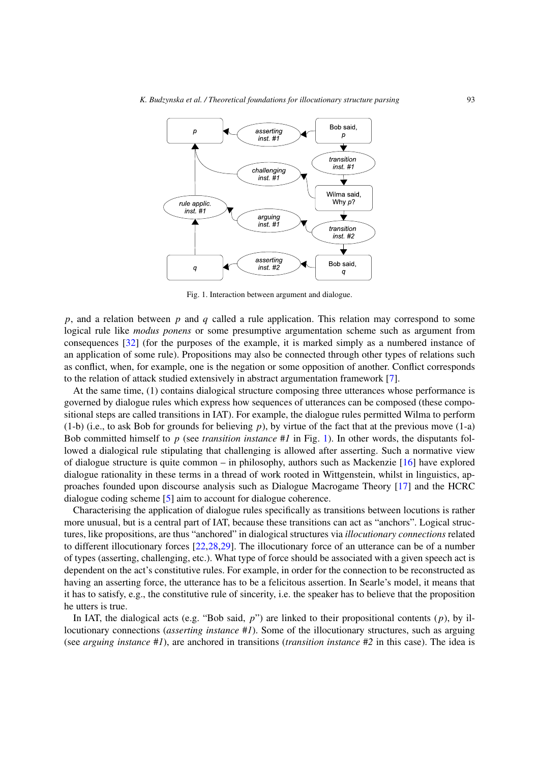Fig. 1. Interaction between argument and dialogue.

$p$, and a relation between $p$ and $q$ called a rule application. This relation may correspond to some logical rule like *modus ponens* or some presumptive argumentation scheme such as argument from consequences [32] (for the purposes of the example, it is marked simply as a numbered instance of an application of some rule). Propositions may also be connected through other types of relations such as conflict, when, for example, one is the negation or some opposition of another. Conflict corresponds to the relation of attack studied extensively in abstract argumentation framework [7].

At the same time, (1) contains dialogical structure composing three utterances whose performance is governed by dialogue rules which express how sequences of utterances can be composed (these compositional steps are called transitions in IAT). For example, the dialogue rules permitted Wilma to perform (1-b) (i.e., to ask Bob for grounds for believing $p$), by virtue of the fact that at the previous move (1-a) Bob committed himself to $p$ (see *transition instance #1* in Fig. 1). In other words, the disputants followed a dialogical rule stipulating that challenging is allowed after asserting. Such a normative view of dialogue structure is quite common – in philosophy, authors such as Mackenzie [16] have explored dialogue rationality in these terms in a thread of work rooted in Wittgenstein, whilst in linguistics, approaches founded upon discourse analysis such as Dialogue Macrogame Theory [17] and the HCRC dialogue coding scheme [5] aim to account for dialogue coherence.

Characterising the application of dialogue rules specifically as transitions between locutions is rather more unusual, but is a central part of IAT, because these transitions can act as "anchors". Logical structures, like propositions, are thus "anchored" in dialogical structures via *illocutionary connections* related to different illocutionary forces [22,28,29]. The illocutionary force of an utterance can be of a number of types (asserting, challenging, etc.). What type of force should be associated with a given speech act is dependent on the act's constitutive rules. For example, in order for the connection to be reconstructed as having an asserting force, the utterance has to be a felicitous assertion. In Searle's model, it means that it has to satisfy, e.g., the constitutive rule of sincerity, i.e. the speaker has to believe that the proposition he utters is true.

In IAT, the dialogical acts (e.g. "Bob said, $p$") are linked to their propositional contents ($p$), by illocutionary connections (*asserting instance #1*). Some of the illocutionary structures, such as arguing (see *arguing instance #1*), are anchored in transitions (*transition instance #2* in this case). The idea is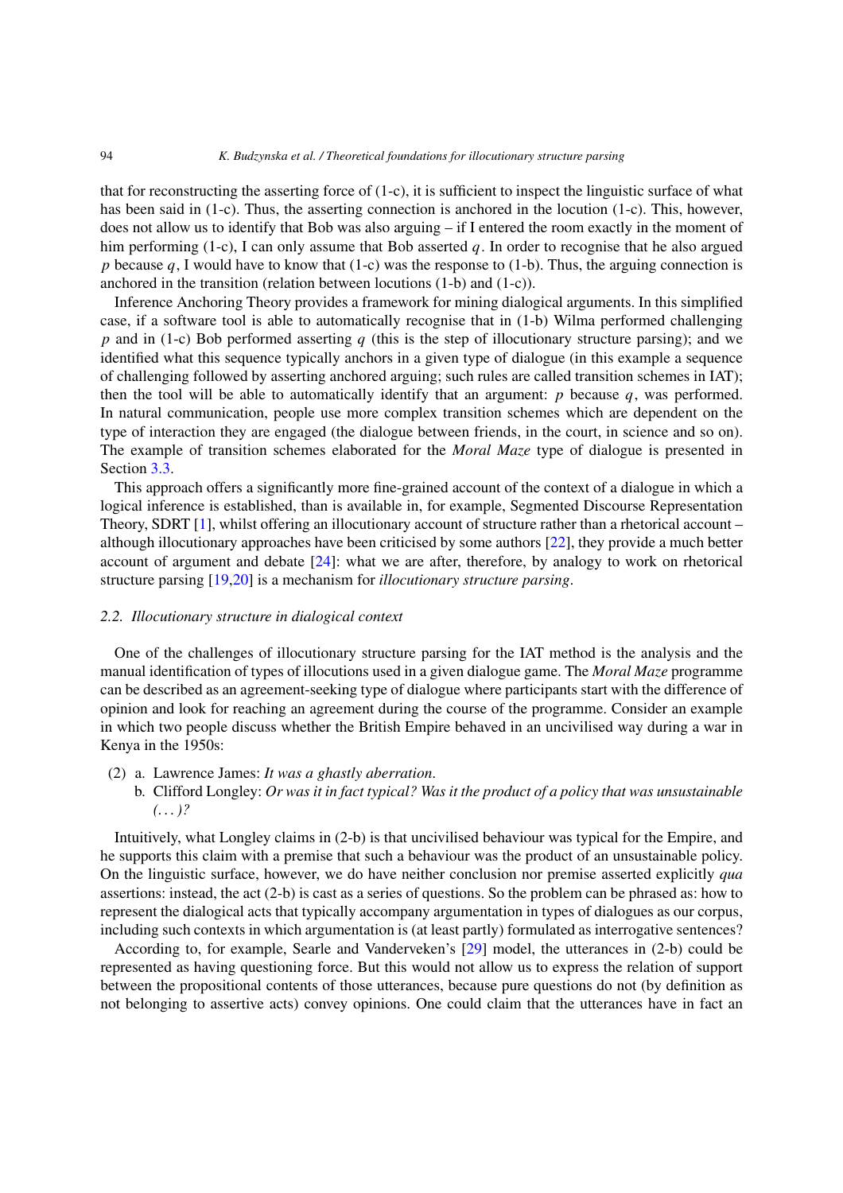that for reconstructing the asserting force of (1-c), it is sufficient to inspect the linguistic surface of what has been said in (1-c). Thus, the asserting connection is anchored in the locution (1-c). This, however, does not allow us to identify that Bob was also arguing – if I entered the room exactly in the moment of him performing (1-c), I can only assume that Bob asserted $q$. In order to recognise that he also argued $p$ because $q$, I would have to know that (1-c) was the response to (1-b). Thus, the arguing connection is anchored in the transition (relation between locutions (1-b) and (1-c)).

Inference Anchoring Theory provides a framework for mining dialogical arguments. In this simplified case, if a software tool is able to automatically recognise that in (1-b) Wilma performed challenging $p$ and in (1-c) Bob performed asserting $q$ (this is the step of illocutionary structure parsing); and we identified what this sequence typically anchors in a given type of dialogue (in this example a sequence of challenging followed by asserting anchored arguing; such rules are called transition schemes in IAT); then the tool will be able to automatically identify that an argument: $p$ because $q$, was performed. In natural communication, people use more complex transition schemes which are dependent on the type of interaction they are engaged (the dialogue between friends, in the court, in science and so on). The example of transition schemes elaborated for the *Moral Maze* type of dialogue is presented in Section 3.3.

This approach offers a significantly more fine-grained account of the context of a dialogue in which a logical inference is established, than is available in, for example, Segmented Discourse Representation Theory, SDRT [1], whilst offering an illocutionary account of structure rather than a rhetorical account – although illocutionary approaches have been criticised by some authors [22], they provide a much better account of argument and debate [24]: what we are after, therefore, by analogy to work on rhetorical structure parsing [19,20] is a mechanism for *illocutionary structure parsing*.

### 2.2. Illocutionary structure in dialogical context

One of the challenges of illocutionary structure parsing for the IAT method is the analysis and the manual identification of types of illocutions used in a given dialogue game. The *Moral Maze* programme can be described as an agreement-seeking type of dialogue where participants start with the difference of opinion and look for reaching an agreement during the course of the programme. Consider an example in which two people discuss whether the British Empire behaved in an uncivilised way during a war in Kenya in the 1950s:

(2) a. Lawrence James: *It was a ghastly aberration.*
 b. Clifford Longley: *Or was it in fact typical? Was it the product of a policy that was unsustainable (...)?*

Intuitively, what Longley claims in (2-b) is that uncivilised behaviour was typical for the Empire, and he supports this claim with a premise that such a behaviour was the product of an unsustainable policy. On the linguistic surface, however, we do have neither conclusion nor premise asserted explicitly *qua* assertions: instead, the act (2-b) is cast as a series of questions. So the problem can be phrased as: how to represent the dialogical acts that typically accompany argumentation in types of dialogues as our corpus, including such contexts in which argumentation is (at least partly) formulated as interrogative sentences?

According to, for example, Searle and Vanderveken's [29] model, the utterances in (2-b) could be represented as having questioning force. But this would not allow us to express the relation of support between the propositional contents of those utterances, because pure questions do not (by definition as not belonging to assertive acts) convey opinions. One could claim that the utterances have in fact an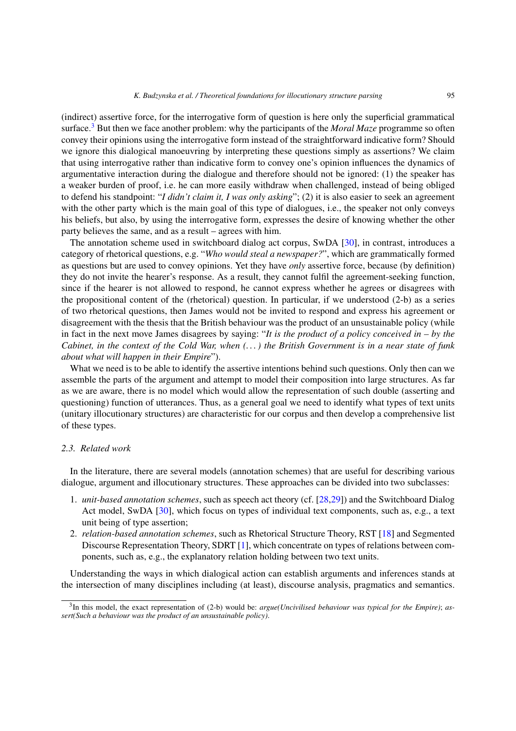(indirect) assertive force, for the interrogative form of question is here only the superficial grammatical surface.[3] But then we face another problem: why the participants of the *Moral Maze* programme so often convey their opinions using the interrogative form instead of the straightforward indicative form? Should we ignore this dialogical manoeuvring by interpreting these questions simply as assertions? We claim that using interrogative rather than indicative form to convey one's opinion influences the dynamics of argumentative interaction during the dialogue and therefore should not be ignored: (1) the speaker has a weaker burden of proof, i.e. he can more easily withdraw when challenged, instead of being obliged to defend his standpoint: "*I didn't claim it, I was only asking*"; (2) it is also easier to seek an agreement with the other party which is the main goal of this type of dialogues, i.e., the speaker not only conveys his beliefs, but also, by using the interrogative form, expresses the desire of knowing whether the other party believes the same, and as a result – agrees with him.

The annotation scheme used in switchboard dialog act corpus, SwDA [30], in contrast, introduces a category of rhetorical questions, e.g. "*Who would steal a newspaper?*", which are grammatically formed as questions but are used to convey opinions. Yet they have *only* assertive force, because (by definition) they do not invite the hearer's response. As a result, they cannot fulfil the agreement-seeking function, since if the hearer is not allowed to respond, he cannot express whether he agrees or disagrees with the propositional content of the (rhetorical) question. In particular, if we understood (2-b) as a series of two rhetorical questions, then James would not be invited to respond and express his agreement or disagreement with the thesis that the British behaviour was the product of an unsustainable policy (while in fact in the next move James disagrees by saying: "*It is the product of a policy conceived in – by the Cabinet, in the context of the Cold War, when (...) the British Government is in a near state of funk about what will happen in their Empire*").

What we need is to be able to identify the assertive intentions behind such questions. Only then can we assemble the parts of the argument and attempt to model their composition into large structures. As far as we are aware, there is no model which would allow the representation of such double (asserting and questioning) function of utterances. Thus, as a general goal we need to identify what types of text units (unitary illocutionary structures) are characteristic for our corpus and then develop a comprehensive list of these types.

### 2.3. Related work

In the literature, there are several models (annotation schemes) that are useful for describing various dialogue, argument and illocutionary structures. These approaches can be divided into two subclasses:

1. *unit-based annotation schemes*, such as speech act theory (cf. [28,29]) and the Switchboard Dialog Act model, SwDA [30], which focus on types of individual text components, such as, e.g., a text unit being of type assertion;
2. *relation-based annotation schemes*, such as Rhetorical Structure Theory, RST [18] and Segmented Discourse Representation Theory, SDRT [1], which concentrate on types of relations between components, such as, e.g., the explanatory relation holding between two text units.

Understanding the ways in which dialogical action can establish arguments and inferences stands at the intersection of many disciplines including (at least), discourse analysis, pragmatics and semantics.

[3] In this model, the exact representation of (2-b) would be: *argue(Uncivilised behaviour was typical for the Empire)*; *assert(Such a behaviour was the product of an unsustainable policy)*.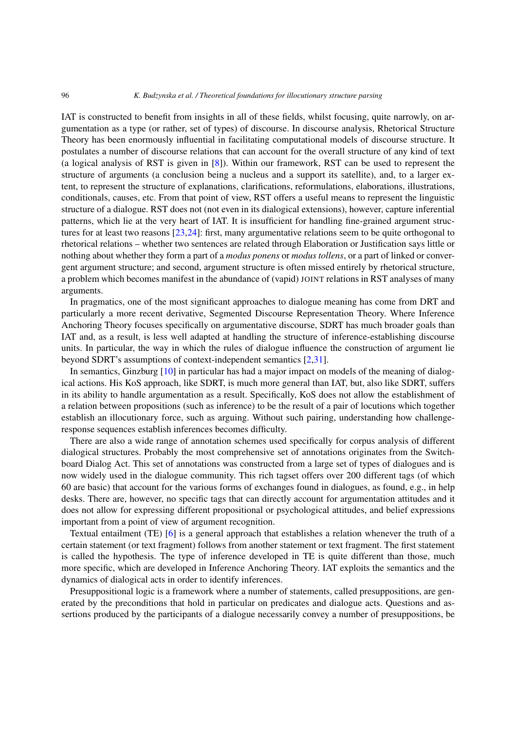IAT is constructed to benefit from insights in all of these fields, whilst focusing, quite narrowly, on argumentation as a type (or rather, set of types) of discourse. In discourse analysis, Rhetorical Structure Theory has been enormously influential in facilitating computational models of discourse structure. It postulates a number of discourse relations that can account for the overall structure of any kind of text (a logical analysis of RST is given in [8]). Within our framework, RST can be used to represent the structure of arguments (a conclusion being a nucleus and a support its satellite), and, to a larger extent, to represent the structure of explanations, clarifications, reformulations, elaborations, illustrations, conditionals, causes, etc. From that point of view, RST offers a useful means to represent the linguistic structure of a dialogue. RST does not (not even in its dialogical extensions), however, capture inferential patterns, which lie at the very heart of IAT. It is insufficient for handling fine-grained argument structures for at least two reasons [23,24]: first, many argumentative relations seem to be quite orthogonal to rhetorical relations – whether two sentences are related through Elaboration or Justification says little or nothing about whether they form a part of a *modus ponens* or *modus tollens*, or a part of linked or convergent argument structure; and second, argument structure is often missed entirely by rhetorical structure, a problem which becomes manifest in the abundance of (vapid) JOINT relations in RST analyses of many arguments.

In pragmatics, one of the most significant approaches to dialogue meaning has come from DRT and particularly a more recent derivative, Segmented Discourse Representation Theory. Where Inference Anchoring Theory focuses specifically on argumentative discourse, SDRT has much broader goals than IAT and, as a result, is less well adapted at handling the structure of inference-establishing discourse units. In particular, the way in which the rules of dialogue influence the construction of argument lie beyond SDRT's assumptions of context-independent semantics [2,31].

In semantics, Ginzburg [10] in particular has had a major impact on models of the meaning of dialogical actions. His KoS approach, like SDRT, is much more general than IAT, but, also like SDRT, suffers in its ability to handle argumentation as a result. Specifically, KoS does not allow the establishment of a relation between propositions (such as inference) to be the result of a pair of locutions which together establish an illocutionary force, such as arguing. Without such pairing, understanding how challenge-response sequences establish inferences becomes difficulty.

There are also a wide range of annotation schemes used specifically for corpus analysis of different dialogical structures. Probably the most comprehensive set of annotations originates from the Switchboard Dialog Act. This set of annotations was constructed from a large set of types of dialogues and is now widely used in the dialogue community. This rich tagset offers over 200 different tags (of which 60 are basic) that account for the various forms of exchanges found in dialogues, as found, e.g., in help desks. There are, however, no specific tags that can directly account for argumentation attitudes and it does not allow for expressing different propositional or psychological attitudes, and belief expressions important from a point of view of argument recognition.

Textual entailment (TE) [6] is a general approach that establishes a relation whenever the truth of a certain statement (or text fragment) follows from another statement or text fragment. The first statement is called the hypothesis. The type of inference developed in TE is quite different than those, much more specific, which are developed in Inference Anchoring Theory. IAT exploits the semantics and the dynamics of dialogical acts in order to identify inferences.

Presuppositional logic is a framework where a number of statements, called presuppositions, are generated by the preconditions that hold in particular on predicates and dialogue acts. Questions and assertions produced by the participants of a dialogue necessarily convey a number of presuppositions, be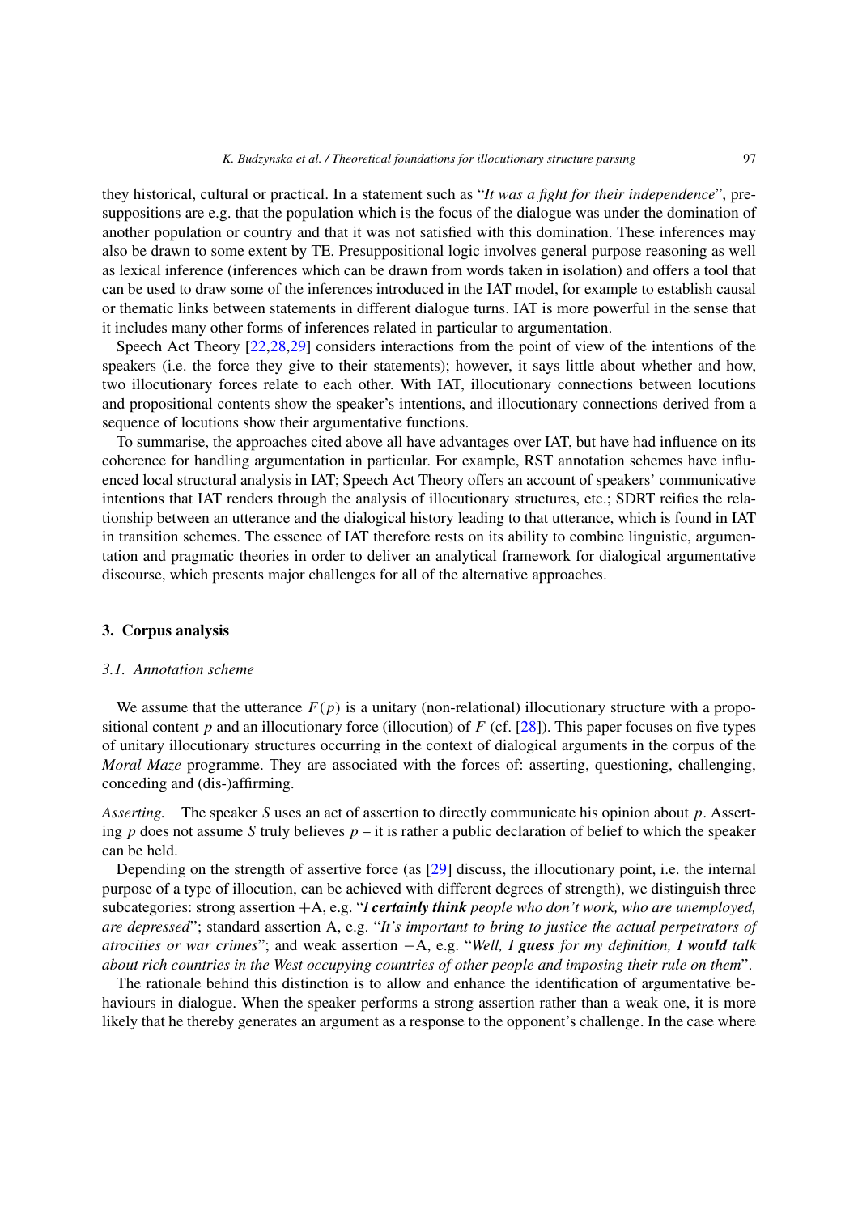they historical, cultural or practical. In a statement such as "*It was a fight for their independence*", presuppositions are e.g. that the population which is the focus of the dialogue was under the domination of another population or country and that it was not satisfied with this domination. These inferences may also be drawn to some extent by TE. Presuppositional logic involves general purpose reasoning as well as lexical inference (inferences which can be drawn from words taken in isolation) and offers a tool that can be used to draw some of the inferences introduced in the IAT model, for example to establish causal or thematic links between statements in different dialogue turns. IAT is more powerful in the sense that it includes many other forms of inferences related in particular to argumentation.

Speech Act Theory [22,28,29] considers interactions from the point of view of the intentions of the speakers (i.e. the force they give to their statements); however, it says little about whether and how, two illocutionary forces relate to each other. With IAT, illocutionary connections between locutions and propositional contents show the speaker's intentions, and illocutionary connections derived from a sequence of locutions show their argumentative functions.

To summarise, the approaches cited above all have advantages over IAT, but have had influence on its coherence for handling argumentation in particular. For example, RST annotation schemes have influenced local structural analysis in IAT; Speech Act Theory offers an account of speakers' communicative intentions that IAT renders through the analysis of illocutionary structures, etc.; SDRT reifies the relationship between an utterance and the dialogical history leading to that utterance, which is found in IAT in transition schemes. The essence of IAT therefore rests on its ability to combine linguistic, argumentation and pragmatic theories in order to deliver an analytical framework for dialogical argumentative discourse, which presents major challenges for all of the alternative approaches.

## 3. Corpus analysis

### 3.1. Annotation scheme

We assume that the utterance $F(p)$ is a unitary (non-relational) illocutionary structure with a propositional content $p$ and an illocutionary force (illocution) of $F$ (cf. [28]). This paper focuses on five types of unitary illocutionary structures occurring in the context of dialogical arguments in the corpus of the *Moral Maze* programme. They are associated with the forces of: asserting, questioning, challenging, conceding and (dis-)affirming.

*Asserting.* The speaker $S$ uses an act of assertion to directly communicate his opinion about $p$. Asserting $p$ does not assume $S$ truly believes $p$ – it is rather a public declaration of belief to which the speaker can be held.

Depending on the strength of assertive force (as [29] discuss, the illocutionary point, i.e. the internal purpose of a type of illocution, can be achieved with different degrees of strength), we distinguish three subcategories: strong assertion $+\mathrm{A}$, e.g. "*I **certainly think** people who don't work, who are unemployed, are depressed*"; standard assertion A, e.g. "*It's important to bring to justice the actual perpetrators of atrocities or war crimes*"; and weak assertion $-\mathrm{A}$, e.g. "*Well, I **guess** for my definition, I **would** talk about rich countries in the West occupying countries of other people and imposing their rule on them*".

The rationale behind this distinction is to allow and enhance the identification of argumentative behaviours in dialogue. When the speaker performs a strong assertion rather than a weak one, it is more likely that he thereby generates an argument as a response to the opponent's challenge. In the case where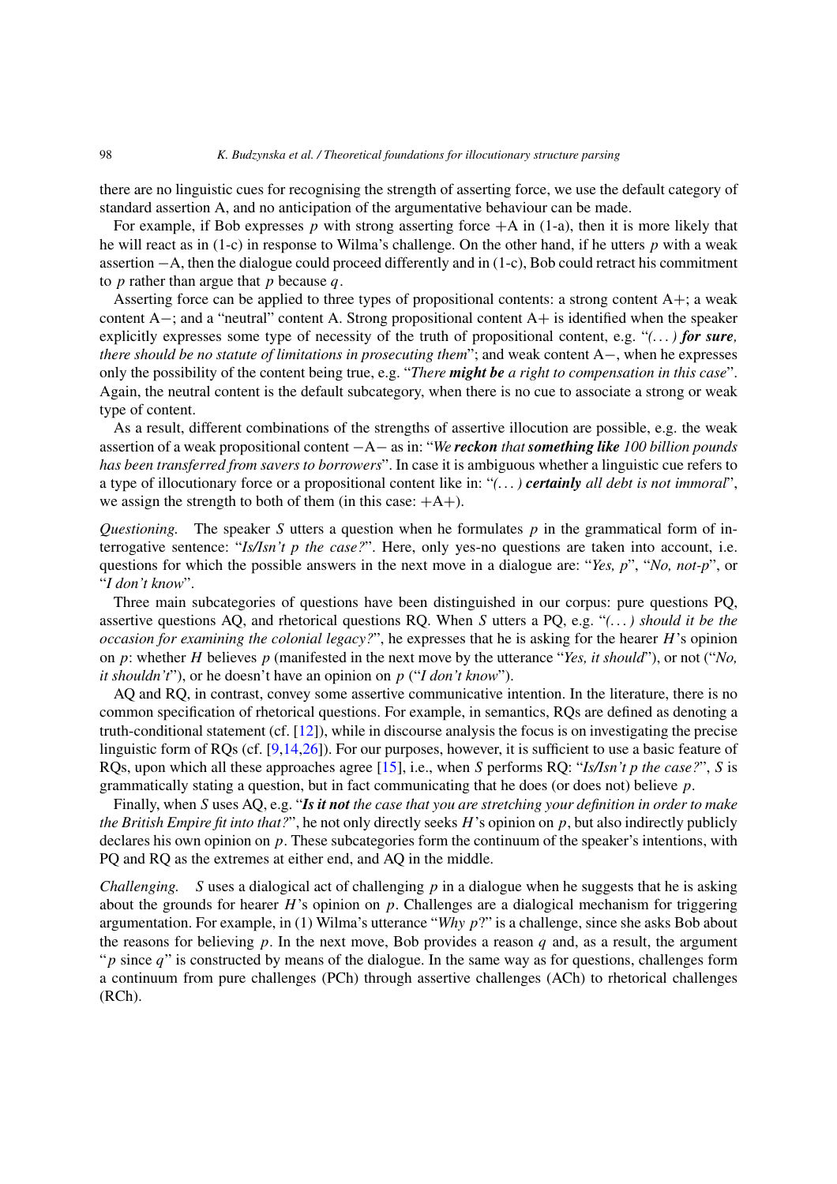there are no linguistic cues for recognising the strength of asserting force, we use the default category of standard assertion A, and no anticipation of the argumentative behaviour can be made.

For example, if Bob expresses $p$ with strong asserting force $+$A in (1-a), then it is more likely that he will react as in (1-c) in response to Wilma's challenge. On the other hand, if he utters $p$ with a weak assertion $-$A, then the dialogue could proceed differently and in (1-c), Bob could retract his commitment to $p$ rather than argue that $p$ because $q$.

Asserting force can be applied to three types of propositional contents: a strong content A$+$; a weak content A$-$; and a "neutral" content A. Strong propositional content A$+$ is identified when the speaker explicitly expresses some type of necessity of the truth of propositional content, e.g. "*(...) **for sure**, there should be no statute of limitations in prosecuting them*"; and weak content A$-$, when he expresses only the possibility of the content being true, e.g. "*There **might be** a right to compensation in this case*". Again, the neutral content is the default subcategory, when there is no cue to associate a strong or weak type of content.

As a result, different combinations of the strengths of assertive illocution are possible, e.g. the weak assertion of a weak propositional content $-$A$-$ as in: "*We **reckon** that **something like** 100 billion pounds has been transferred from savers to borrowers*". In case it is ambiguous whether a linguistic cue refers to a type of illocutionary force or a propositional content like in: "*(...) **certainly** all debt is not immoral*", we assign the strength to both of them (in this case: $+$A$+$).

*Questioning.* The speaker *S* utters a question when he formulates $p$ in the grammatical form of interrogative sentence: "*Is/Isn't p the case?*". Here, only yes-no questions are taken into account, i.e. questions for which the possible answers in the next move in a dialogue are: "*Yes, p*", "*No, not-p*", or "*I don't know*".

Three main subcategories of questions have been distinguished in our corpus: pure questions PQ, assertive questions AQ, and rhetorical questions RQ. When *S* utters a PQ, e.g. "*(...) should it be the occasion for examining the colonial legacy?*", he expresses that he is asking for the hearer *H*'s opinion on $p$: whether *H* believes $p$ (manifested in the next move by the utterance "*Yes, it should*"), or not ("*No, it shouldn't*"), or he doesn't have an opinion on $p$ ("*I don't know*").

AQ and RQ, in contrast, convey some assertive communicative intention. In the literature, there is no common specification of rhetorical questions. For example, in semantics, RQs are defined as denoting a truth-conditional statement (cf. [12]), while in discourse analysis the focus is on investigating the precise linguistic form of RQs (cf. [9,14,26]). For our purposes, however, it is sufficient to use a basic feature of RQs, upon which all these approaches agree [15], i.e., when *S* performs RQ: "*Is/Isn't p the case?*", *S* is grammatically stating a question, but in fact communicating that he does (or does not) believe $p$.

Finally, when *S* uses AQ, e.g. "***Is it not** the case that you are stretching your definition in order to make the British Empire fit into that?*", he not only directly seeks *H*'s opinion on $p$, but also indirectly publicly declares his own opinion on $p$. These subcategories form the continuum of the speaker's intentions, with PQ and RQ as the extremes at either end, and AQ in the middle.

*Challenging.* *S* uses a dialogical act of challenging $p$ in a dialogue when he suggests that he is asking about the grounds for hearer *H*'s opinion on $p$. Challenges are a dialogical mechanism for triggering argumentation. For example, in (1) Wilma's utterance "*Why p*?" is a challenge, since she asks Bob about the reasons for believing $p$. In the next move, Bob provides a reason $q$ and, as a result, the argument "$p$ since $q$" is constructed by means of the dialogue. In the same way as for questions, challenges form a continuum from pure challenges (PCh) through assertive challenges (ACh) to rhetorical challenges (RCh).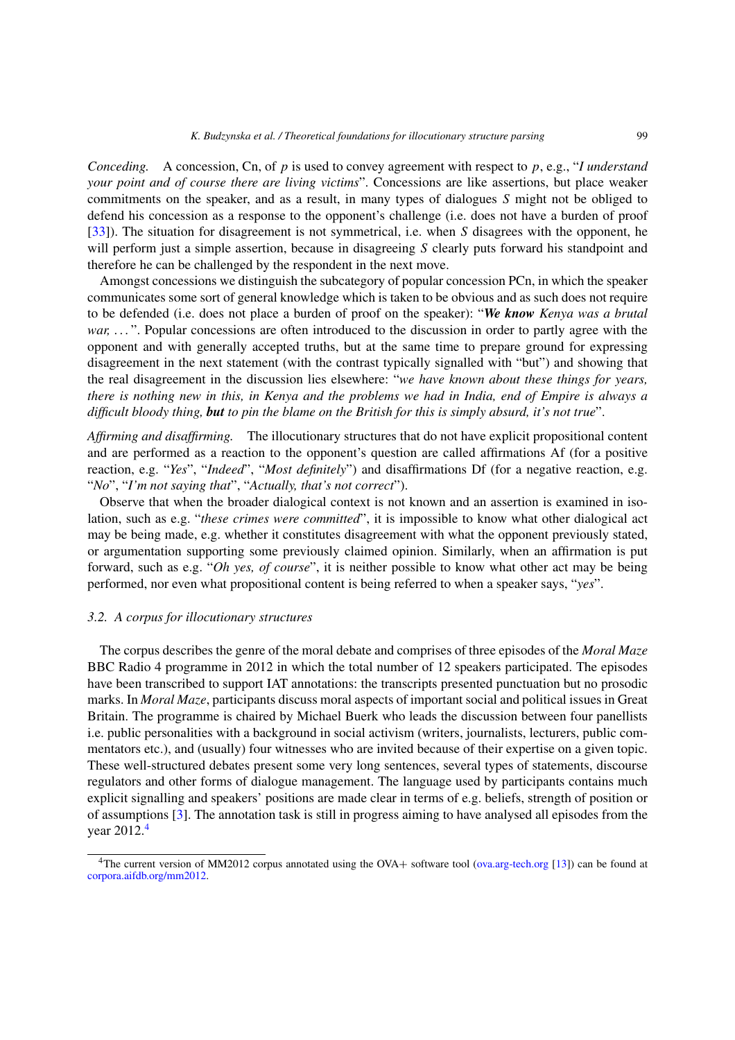*Conceding.* A concession, Cn, of $p$ is used to convey agreement with respect to $p$, e.g., "*I understand your point and of course there are living victims*". Concessions are like assertions, but place weaker commitments on the speaker, and as a result, in many types of dialogues $S$ might not be obliged to defend his concession as a response to the opponent's challenge (i.e. does not have a burden of proof [33]). The situation for disagreement is not symmetrical, i.e. when $S$ disagrees with the opponent, he will perform just a simple assertion, because in disagreeing $S$ clearly puts forward his standpoint and therefore he can be challenged by the respondent in the next move.

Amongst concessions we distinguish the subcategory of popular concession PCn, in which the speaker communicates some sort of general knowledge which is taken to be obvious and as such does not require to be defended (i.e. does not place a burden of proof on the speaker): "***We know** Kenya was a brutal war, ...*". Popular concessions are often introduced to the discussion in order to partly agree with the opponent and with generally accepted truths, but at the same time to prepare ground for expressing disagreement in the next statement (with the contrast typically signalled with "but") and showing that the real disagreement in the discussion lies elsewhere: "*we have known about these things for years, there is nothing new in this, in Kenya and the problems we had in India, end of Empire is always a difficult bloody thing, **but** to pin the blame on the British for this is simply absurd, it's not true*".

*Affirming and disaffirming.* The illocutionary structures that do not have explicit propositional content and are performed as a reaction to the opponent's question are called affirmations Af (for a positive reaction, e.g. "*Yes*", "*Indeed*", "*Most definitely*") and disaffirmations Df (for a negative reaction, e.g. "*No*", "*I'm not saying that*", "*Actually, that's not correct*").

Observe that when the broader dialogical context is not known and an assertion is examined in isolation, such as e.g. "*these crimes were committed*", it is impossible to know what other dialogical act may be being made, e.g. whether it constitutes disagreement with what the opponent previously stated, or argumentation supporting some previously claimed opinion. Similarly, when an affirmation is put forward, such as e.g. "*Oh yes, of course*", it is neither possible to know what other act may be being performed, nor even what propositional content is being referred to when a speaker says, "*yes*".

### 3.2. A corpus for illocutionary structures

The corpus describes the genre of the moral debate and comprises of three episodes of the *Moral Maze* BBC Radio 4 programme in 2012 in which the total number of 12 speakers participated. The episodes have been transcribed to support IAT annotations: the transcripts presented punctuation but no prosodic marks. In *Moral Maze*, participants discuss moral aspects of important social and political issues in Great Britain. The programme is chaired by Michael Buerk who leads the discussion between four panellists i.e. public personalities with a background in social activism (writers, journalists, lecturers, public commentators etc.), and (usually) four witnesses who are invited because of their expertise on a given topic. These well-structured debates present some very long sentences, several types of statements, discourse regulators and other forms of dialogue management. The language used by participants contains much explicit signalling and speakers' positions are made clear in terms of e.g. beliefs, strength of position or of assumptions [3]. The annotation task is still in progress aiming to have analysed all episodes from the year 2012.[4]

[4] The current version of MM2012 corpus annotated using the OVA+ software tool (ova.arg-tech.org [13]) can be found at corpora.aifdb.org/mm2012.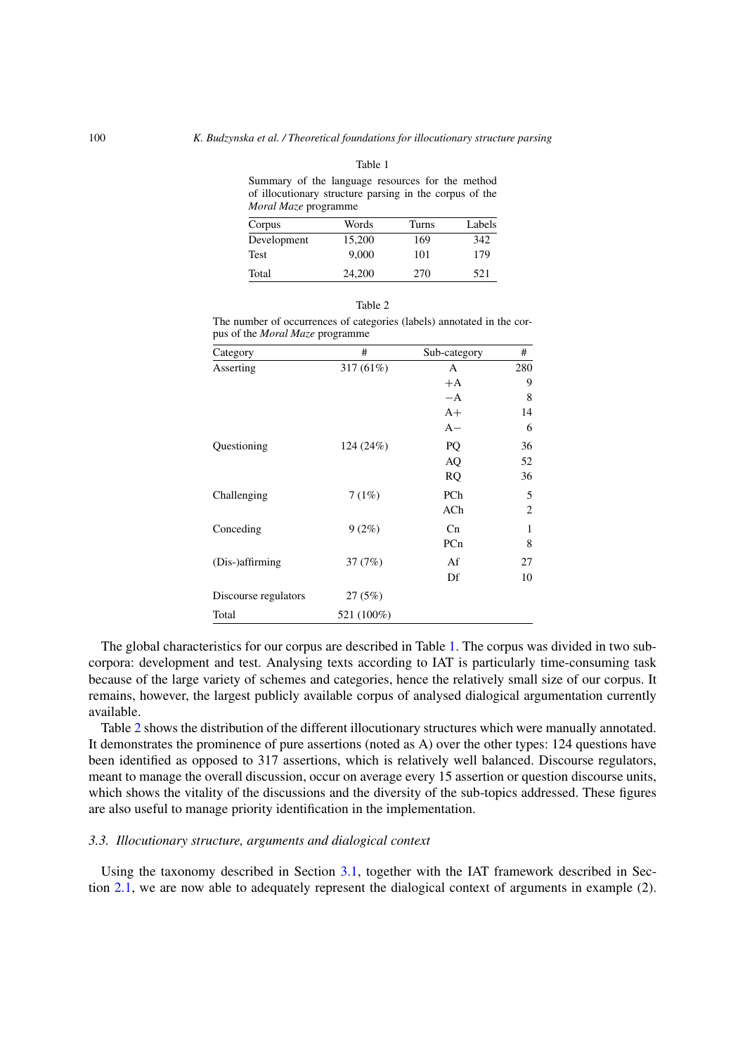Table 1

Summary of the language resources for the method of illocutionary structure parsing in the corpus of the *Moral Maze* programme

| Corpus | Words | Turns | Labels |
|---|---|---|---|
| Development | 15,200 | 169 | 342 |
| Test | 9,000 | 101 | 179 |
| Total | 24,200 | 270 | 521 |

Table 2

The number of occurrences of categories (labels) annotated in the corpus of the *Moral Maze* programme

| Category | # | Sub-category | # |
|---|---|---|---|
| Asserting | 317 (61%) | A | 280 |
| | | +A | 9 |
| | | −A | 8 |
| | | A+ | 14 |
| | | A− | 6 |
| Questioning | 124 (24%) | PQ | 36 |
| | | AQ | 52 |
| | | RQ | 36 |
| Challenging | 7 (1%) | PCh | 5 |
| | | ACh | 2 |
| Conceding | 9 (2%) | Cn | 1 |
| | | PCn | 8 |
| (Dis-)affirming | 37 (7%) | Af | 27 |
| | | Df | 10 |
| Discourse regulators | 27 (5%) | | |
| Total | 521 (100%) | | |

The global characteristics for our corpus are described in Table 1. The corpus was divided in two subcorpora: development and test. Analysing texts according to IAT is particularly time-consuming task because of the large variety of schemes and categories, hence the relatively small size of our corpus. It remains, however, the largest publicly available corpus of analysed dialogical argumentation currently available.

Table 2 shows the distribution of the different illocutionary structures which were manually annotated. It demonstrates the prominence of pure assertions (noted as A) over the other types: 124 questions have been identified as opposed to 317 assertions, which is relatively well balanced. Discourse regulators, meant to manage the overall discussion, occur on average every 15 assertion or question discourse units, which shows the vitality of the discussions and the diversity of the sub-topics addressed. These figures are also useful to manage priority identification in the implementation.

### 3.3. Illocutionary structure, arguments and dialogical context

Using the taxonomy described in Section 3.1, together with the IAT framework described in Section 2.1, we are now able to adequately represent the dialogical context of arguments in example (2).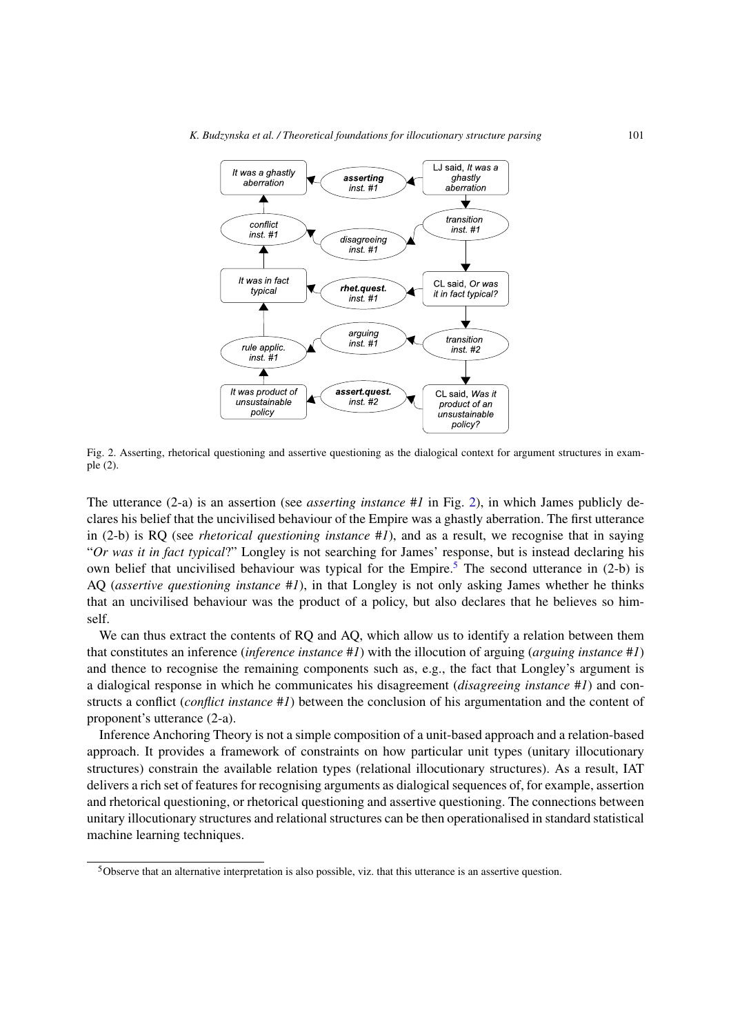Fig. 2. Asserting, rhetorical questioning and assertive questioning as the dialogical context for argument structures in example (2).

The utterance (2-a) is an assertion (see *asserting instance #1* in Fig. 2), in which James publicly declares his belief that the uncivilised behaviour of the Empire was a ghastly aberration. The first utterance in (2-b) is RQ (see *rhetorical questioning instance #1*), and as a result, we recognise that in saying "*Or was it in fact typical*?" Longley is not searching for James' response, but is instead declaring his own belief that uncivilised behaviour was typical for the Empire.[5] The second utterance in (2-b) is AQ (*assertive questioning instance #1*), in that Longley is not only asking James whether he thinks that an uncivilised behaviour was the product of a policy, but also declares that he believes so himself.

We can thus extract the contents of RQ and AQ, which allow us to identify a relation between them that constitutes an inference (*inference instance #1*) with the illocution of arguing (*arguing instance #1*) and thence to recognise the remaining components such as, e.g., the fact that Longley's argument is a dialogical response in which he communicates his disagreement (*disagreeing instance #1*) and constructs a conflict (*conflict instance #1*) between the conclusion of his argumentation and the content of proponent's utterance (2-a).

Inference Anchoring Theory is not a simple composition of a unit-based approach and a relation-based approach. It provides a framework of constraints on how particular unit types (unitary illocutionary structures) constrain the available relation types (relational illocutionary structures). As a result, IAT delivers a rich set of features for recognising arguments as dialogical sequences of, for example, assertion and rhetorical questioning, or rhetorical questioning and assertive questioning. The connections between unitary illocutionary structures and relational structures can be then operationalised in standard statistical machine learning techniques.

[5] Observe that an alternative interpretation is also possible, viz. that this utterance is an assertive question.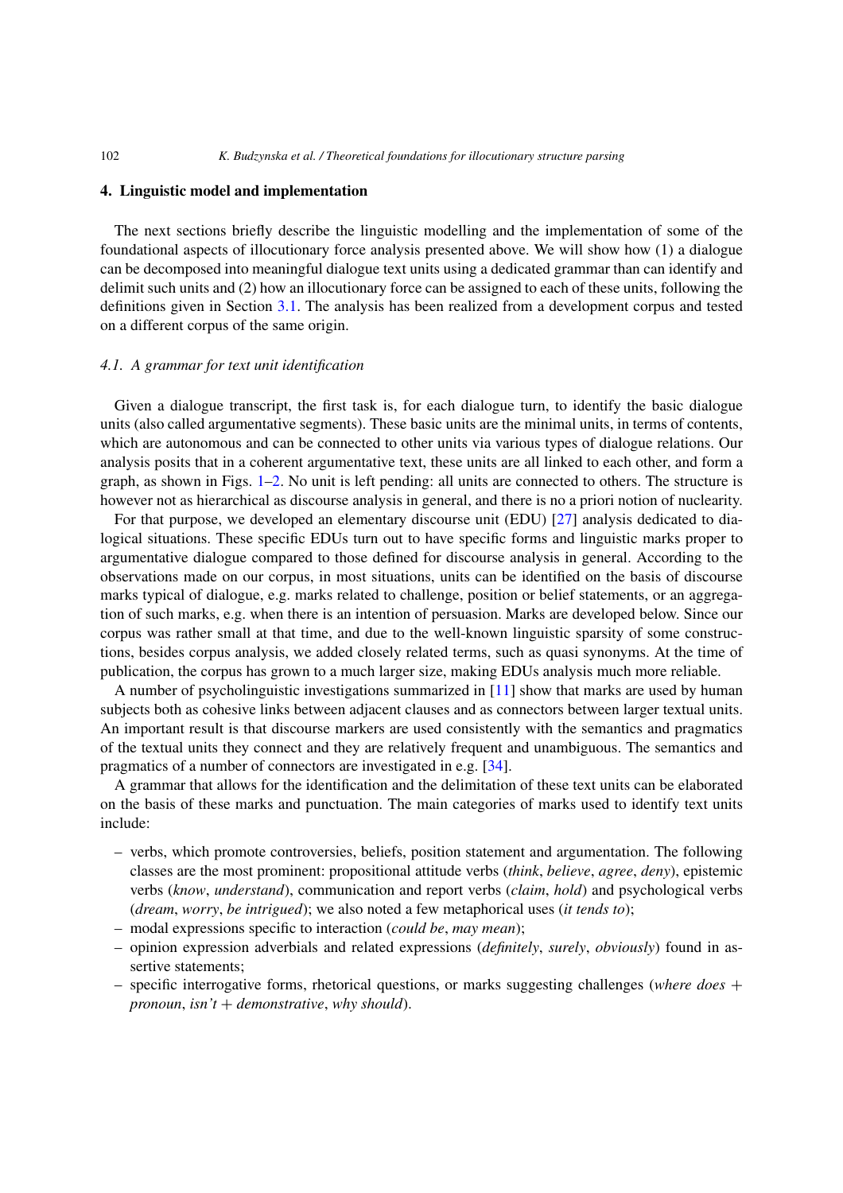## 4. Linguistic model and implementation

The next sections briefly describe the linguistic modelling and the implementation of some of the foundational aspects of illocutionary force analysis presented above. We will show how (1) a dialogue can be decomposed into meaningful dialogue text units using a dedicated grammar than can identify and delimit such units and (2) how an illocutionary force can be assigned to each of these units, following the definitions given in Section 3.1. The analysis has been realized from a development corpus and tested on a different corpus of the same origin.

### 4.1. A grammar for text unit identification

Given a dialogue transcript, the first task is, for each dialogue turn, to identify the basic dialogue units (also called argumentative segments). These basic units are the minimal units, in terms of contents, which are autonomous and can be connected to other units via various types of dialogue relations. Our analysis posits that in a coherent argumentative text, these units are all linked to each other, and form a graph, as shown in Figs. 1–2. No unit is left pending: all units are connected to others. The structure is however not as hierarchical as discourse analysis in general, and there is no a priori notion of nuclearity.

For that purpose, we developed an elementary discourse unit (EDU) [27] analysis dedicated to dialogical situations. These specific EDUs turn out to have specific forms and linguistic marks proper to argumentative dialogue compared to those defined for discourse analysis in general. According to the observations made on our corpus, in most situations, units can be identified on the basis of discourse marks typical of dialogue, e.g. marks related to challenge, position or belief statements, or an aggregation of such marks, e.g. when there is an intention of persuasion. Marks are developed below. Since our corpus was rather small at that time, and due to the well-known linguistic sparsity of some constructions, besides corpus analysis, we added closely related terms, such as quasi synonyms. At the time of publication, the corpus has grown to a much larger size, making EDUs analysis much more reliable.

A number of psycholinguistic investigations summarized in [11] show that marks are used by human subjects both as cohesive links between adjacent clauses and as connectors between larger textual units. An important result is that discourse markers are used consistently with the semantics and pragmatics of the textual units they connect and they are relatively frequent and unambiguous. The semantics and pragmatics of a number of connectors are investigated in e.g. [34].

A grammar that allows for the identification and the delimitation of these text units can be elaborated on the basis of these marks and punctuation. The main categories of marks used to identify text units include:

- verbs, which promote controversies, beliefs, position statement and argumentation. The following classes are the most prominent: propositional attitude verbs (*think*, *believe*, *agree*, *deny*), epistemic verbs (*know*, *understand*), communication and report verbs (*claim*, *hold*) and psychological verbs (*dream*, *worry*, *be intrigued*); we also noted a few metaphorical uses (*it tends to*);
- modal expressions specific to interaction (*could be*, *may mean*);
- opinion expression adverbials and related expressions (*definitely*, *surely*, *obviously*) found in assertive statements;
- specific interrogative forms, rhetorical questions, or marks suggesting challenges (*where does + pronoun*, *isn't + demonstrative*, *why should*).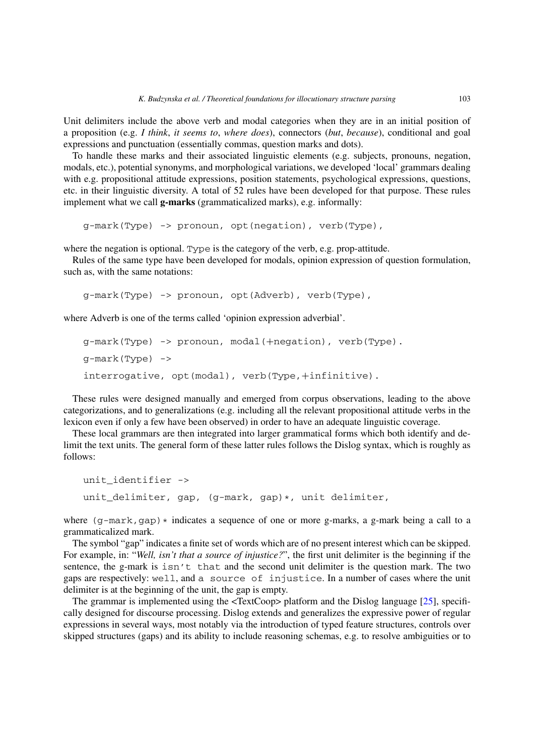Unit delimiters include the above verb and modal categories when they are in an initial position of a proposition (e.g. *I think*, *it seems to*, *where does*), connectors (*but*, *because*), conditional and goal expressions and punctuation (essentially commas, question marks and dots).

To handle these marks and their associated linguistic elements (e.g. subjects, pronouns, negation, modals, etc.), potential synonyms, and morphological variations, we developed 'local' grammars dealing with e.g. propositional attitude expressions, position statements, psychological expressions, questions, etc. in their linguistic diversity. A total of 52 rules have been developed for that purpose. These rules implement what we call **g-marks** (grammaticalized marks), e.g. informally:

```
g-mark(Type) -> pronoun, opt(negation), verb(Type),
```

where the negation is optional. `Type` is the category of the verb, e.g. prop-attitude.

Rules of the same type have been developed for modals, opinion expression of question formulation, such as, with the same notations:

```
g-mark(Type) -> pronoun, opt(Adverb), verb(Type),
```

where Adverb is one of the terms called 'opinion expression adverbial'.

```
g-mark(Type) -> pronoun, modal(+negation), verb(Type).
g-mark(Type) ->
interrogative, opt(modal), verb(Type,+infinitive).
```

These rules were designed manually and emerged from corpus observations, leading to the above categorizations, and to generalizations (e.g. including all the relevant propositional attitude verbs in the lexicon even if only a few have been observed) in order to have an adequate linguistic coverage.

These local grammars are then integrated into larger grammatical forms which both identify and delimit the text units. The general form of these latter rules follows the Dislog syntax, which is roughly as follows:

```
unit_identifier ->
unit_delimiter, gap, (g-mark, gap)*, unit delimiter,
```

where `(g-mark,gap)*` indicates a sequence of one or more g-marks, a g-mark being a call to a grammaticalized mark.

The symbol "gap" indicates a finite set of words which are of no present interest which can be skipped. For example, in: "*Well, isn't that a source of injustice?*", the first unit delimiter is the beginning if the sentence, the g-mark is `isn't that` and the second unit delimiter is the question mark. The two gaps are respectively: `well`, and `a source of injustice`. In a number of cases where the unit delimiter is at the beginning of the unit, the gap is empty.

The grammar is implemented using the <TextCoop> platform and the Dislog language [25], specifically designed for discourse processing. Dislog extends and generalizes the expressive power of regular expressions in several ways, most notably via the introduction of typed feature structures, controls over skipped structures (gaps) and its ability to include reasoning schemas, e.g. to resolve ambiguities or to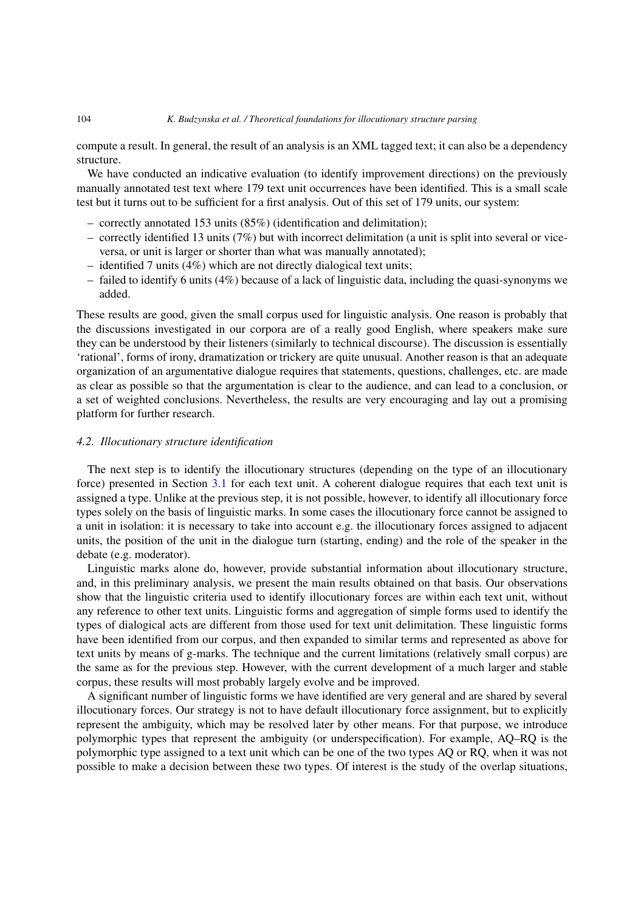compute a result. In general, the result of an analysis is an XML tagged text; it can also be a dependency structure.

We have conducted an indicative evaluation (to identify improvement directions) on the previously manually annotated test text where 179 text unit occurrences have been identified. This is a small scale test but it turns out to be sufficient for a first analysis. Out of this set of 179 units, our system:

- correctly annotated 153 units (85%) (identification and delimitation);
- correctly identified 13 units (7%) but with incorrect delimitation (a unit is split into several or vice-versa, or unit is larger or shorter than what was manually annotated);
- identified 7 units (4%) which are not directly dialogical text units;
- failed to identify 6 units (4%) because of a lack of linguistic data, including the quasi-synonyms we added.

These results are good, given the small corpus used for linguistic analysis. One reason is probably that the discussions investigated in our corpora are of a really good English, where speakers make sure they can be understood by their listeners (similarly to technical discourse). The discussion is essentially 'rational', forms of irony, dramatization or trickery are quite unusual. Another reason is that an adequate organization of an argumentative dialogue requires that statements, questions, challenges, etc. are made as clear as possible so that the argumentation is clear to the audience, and can lead to a conclusion, or a set of weighted conclusions. Nevertheless, the results are very encouraging and lay out a promising platform for further research.

### *4.2. Illocutionary structure identification*

The next step is to identify the illocutionary structures (depending on the type of an illocutionary force) presented in Section 3.1 for each text unit. A coherent dialogue requires that each text unit is assigned a type. Unlike at the previous step, it is not possible, however, to identify all illocutionary force types solely on the basis of linguistic marks. In some cases the illocutionary force cannot be assigned to a unit in isolation: it is necessary to take into account e.g. the illocutionary forces assigned to adjacent units, the position of the unit in the dialogue turn (starting, ending) and the role of the speaker in the debate (e.g. moderator).

Linguistic marks alone do, however, provide substantial information about illocutionary structure, and, in this preliminary analysis, we present the main results obtained on that basis. Our observations show that the linguistic criteria used to identify illocutionary forces are within each text unit, without any reference to other text units. Linguistic forms and aggregation of simple forms used to identify the types of dialogical acts are different from those used for text unit delimitation. These linguistic forms have been identified from our corpus, and then expanded to similar terms and represented as above for text units by means of g-marks. The technique and the current limitations (relatively small corpus) are the same as for the previous step. However, with the current development of a much larger and stable corpus, these results will most probably largely evolve and be improved.

A significant number of linguistic forms we have identified are very general and are shared by several illocutionary forces. Our strategy is not to have default illocutionary force assignment, but to explicitly represent the ambiguity, which may be resolved later by other means. For that purpose, we introduce polymorphic types that represent the ambiguity (or underspecification). For example, AQ–RQ is the polymorphic type assigned to a text unit which can be one of the two types AQ or RQ, when it was not possible to make a decision between these two types. Of interest is the study of the overlap situations,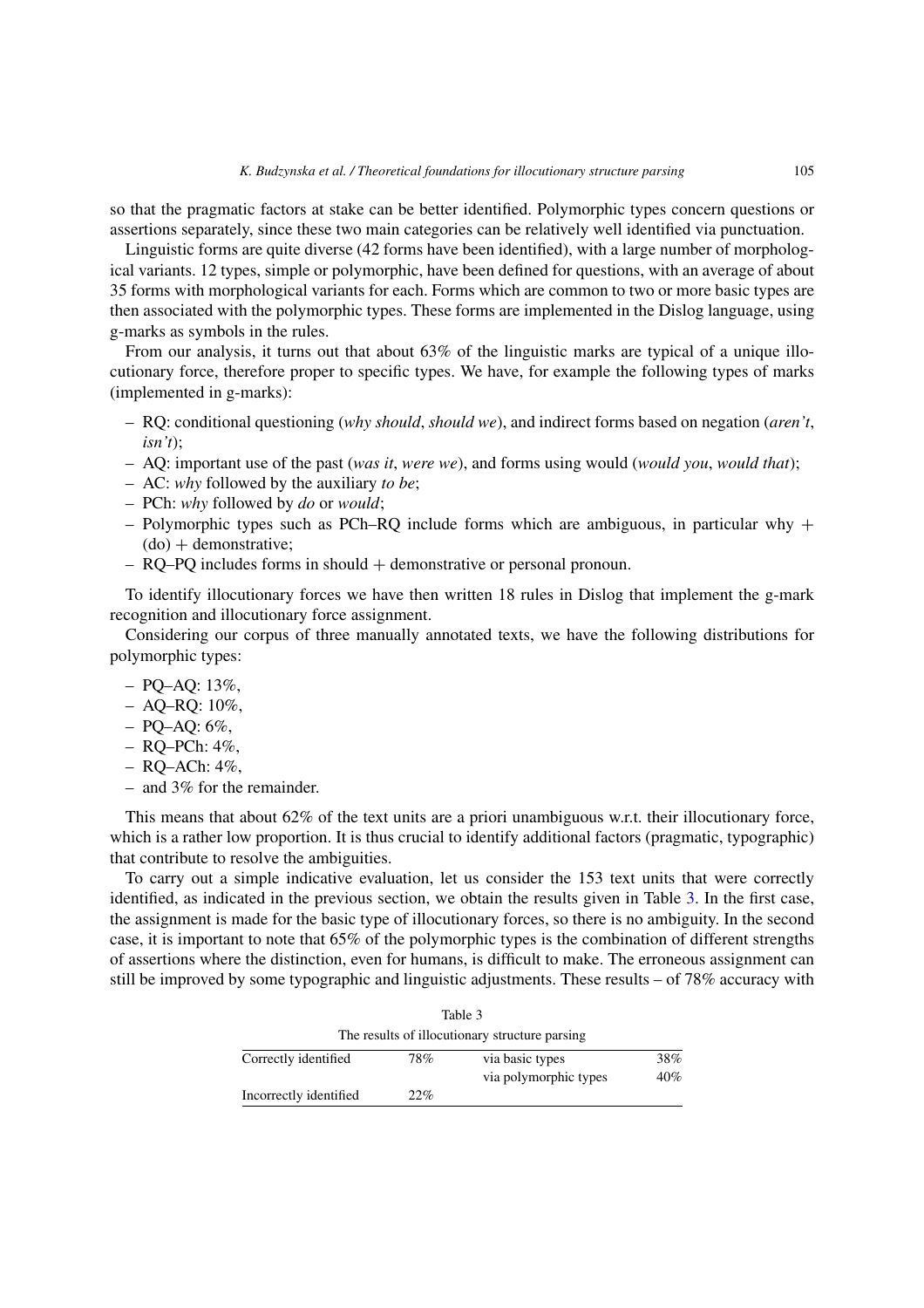so that the pragmatic factors at stake can be better identified. Polymorphic types concern questions or assertions separately, since these two main categories can be relatively well identified via punctuation.

Linguistic forms are quite diverse (42 forms have been identified), with a large number of morphological variants. 12 types, simple or polymorphic, have been defined for questions, with an average of about 35 forms with morphological variants for each. Forms which are common to two or more basic types are then associated with the polymorphic types. These forms are implemented in the Dislog language, using g-marks as symbols in the rules.

From our analysis, it turns out that about 63% of the linguistic marks are typical of a unique illocutionary force, therefore proper to specific types. We have, for example the following types of marks (implemented in g-marks):

- RQ: conditional questioning (*why should*, *should we*), and indirect forms based on negation (*aren't*, *isn't*);
- AQ: important use of the past (*was it*, *were we*), and forms using would (*would you*, *would that*);
- AC: *why* followed by the auxiliary *to be*;
- PCh: *why* followed by *do* or *would*;
- Polymorphic types such as PCh–RQ include forms which are ambiguous, in particular why + (do) + demonstrative;
- RQ–PQ includes forms in should + demonstrative or personal pronoun.

To identify illocutionary forces we have then written 18 rules in Dislog that implement the g-mark recognition and illocutionary force assignment.

Considering our corpus of three manually annotated texts, we have the following distributions for polymorphic types:

- PQ–AQ: 13%,
- AQ–RQ: 10%,
- PQ–AQ: 6%,
- RQ–PCh: 4%,
- RQ–ACh: 4%,
- and 3% for the remainder.

This means that about 62% of the text units are a priori unambiguous w.r.t. their illocutionary force, which is a rather low proportion. It is thus crucial to identify additional factors (pragmatic, typographic) that contribute to resolve the ambiguities.

To carry out a simple indicative evaluation, let us consider the 153 text units that were correctly identified, as indicated in the previous section, we obtain the results given in Table 3. In the first case, the assignment is made for the basic type of illocutionary forces, so there is no ambiguity. In the second case, it is important to note that 65% of the polymorphic types is the combination of different strengths of assertions where the distinction, even for humans, is difficult to make. The erroneous assignment can still be improved by some typographic and linguistic adjustments. These results – of 78% accuracy with

Table 3

The results of illocutionary structure parsing

| | | | |
|---|---|---|---|
| Correctly identified | 78% | via basic types | 38% |
| | | via polymorphic types | 40% |
| Incorrectly identified | 22% | | |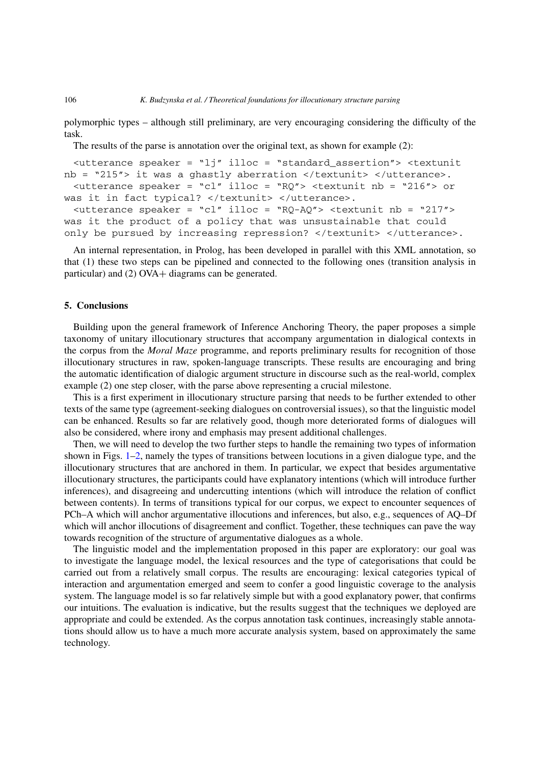polymorphic types – although still preliminary, are very encouraging considering the difficulty of the task.

The results of the parse is annotation over the original text, as shown for example (2):

```
<utterance speaker = "lj" illoc = "standard_assertion"> <textunit nb = "215"> it was a ghastly aberration </textunit> </utterance>.
<utterance speaker = "cl" illoc = "RQ"> <textunit nb = "216"> or was it in fact typical? </textunit> </utterance>.
<utterance speaker = "cl" illoc = "RQ-AQ"> <textunit nb = "217"> was it the product of a policy that was unsustainable that could only be pursued by increasing repression? </textunit> </utterance>.
```

An internal representation, in Prolog, has been developed in parallel with this XML annotation, so that (1) these two steps can be pipelined and connected to the following ones (transition analysis in particular) and (2) OVA+ diagrams can be generated.

## 5. Conclusions

Building upon the general framework of Inference Anchoring Theory, the paper proposes a simple taxonomy of unitary illocutionary structures that accompany argumentation in dialogical contexts in the corpus from the *Moral Maze* programme, and reports preliminary results for recognition of those illocutionary structures in raw, spoken-language transcripts. These results are encouraging and bring the automatic identification of dialogic argument structure in discourse such as the real-world, complex example (2) one step closer, with the parse above representing a crucial milestone.

This is a first experiment in illocutionary structure parsing that needs to be further extended to other texts of the same type (agreement-seeking dialogues on controversial issues), so that the linguistic model can be enhanced. Results so far are relatively good, though more deteriorated forms of dialogues will also be considered, where irony and emphasis may present additional challenges.

Then, we will need to develop the two further steps to handle the remaining two types of information shown in Figs. 1–2, namely the types of transitions between locutions in a given dialogue type, and the illocutionary structures that are anchored in them. In particular, we expect that besides argumentative illocutionary structures, the participants could have explanatory intentions (which will introduce further inferences), and disagreeing and undercutting intentions (which will introduce the relation of conflict between contents). In terms of transitions typical for our corpus, we expect to encounter sequences of PCh–A which will anchor argumentative illocutions and inferences, but also, e.g., sequences of AQ–Df which will anchor illocutions of disagreement and conflict. Together, these techniques can pave the way towards recognition of the structure of argumentative dialogues as a whole.

The linguistic model and the implementation proposed in this paper are exploratory: our goal was to investigate the language model, the lexical resources and the type of categorisations that could be carried out from a relatively small corpus. The results are encouraging: lexical categories typical of interaction and argumentation emerged and seem to confer a good linguistic coverage to the analysis system. The language model is so far relatively simple but with a good explanatory power, that confirms our intuitions. The evaluation is indicative, but the results suggest that the techniques we deployed are appropriate and could be extended. As the corpus annotation task continues, increasingly stable annotations should allow us to have a much more accurate analysis system, based on approximately the same technology.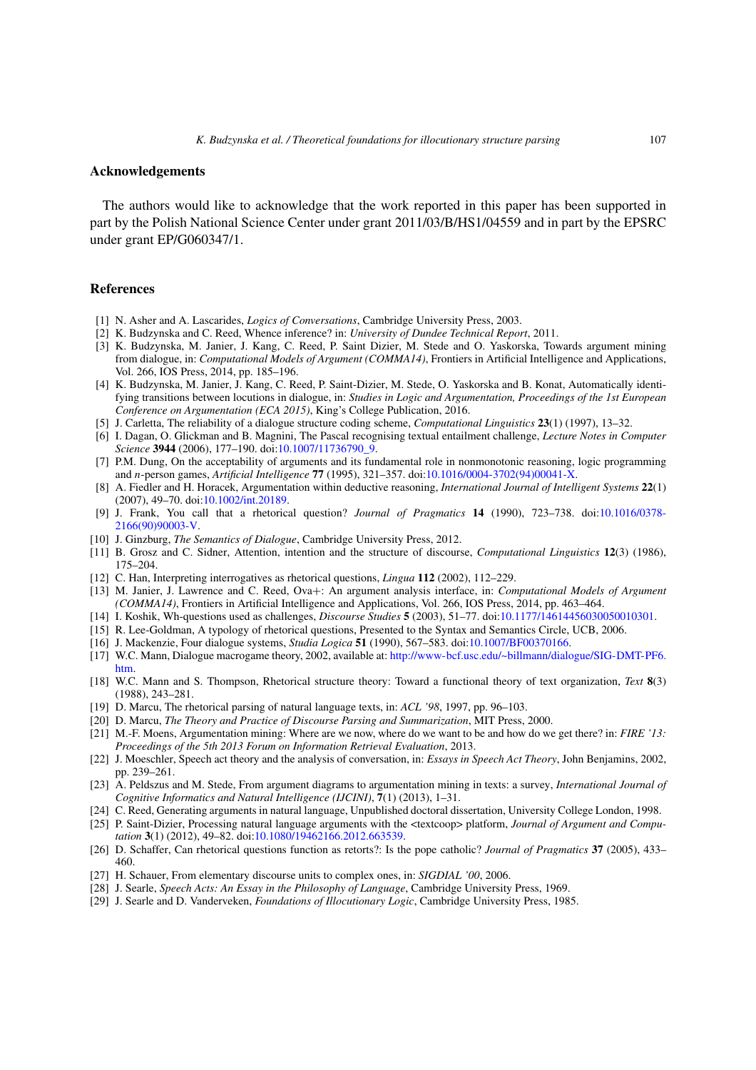## Acknowledgements

The authors would like to acknowledge that the work reported in this paper has been supported in part by the Polish National Science Center under grant 2011/03/B/HS1/04559 and in part by the EPSRC under grant EP/G060347/1.

## References

[1] N. Asher and A. Lascarides, *Logics of Conversations*, Cambridge University Press, 2003.

[2] K. Budzynska and C. Reed, Whence inference? in: *University of Dundee Technical Report*, 2011.

[3] K. Budzynska, M. Janier, J. Kang, C. Reed, P. Saint Dizier, M. Stede and O. Yaskorska, Towards argument mining from dialogue, in: *Computational Models of Argument (COMMA14)*, Frontiers in Artificial Intelligence and Applications, Vol. 266, IOS Press, 2014, pp. 185–196.

[4] K. Budzynska, M. Janier, J. Kang, C. Reed, P. Saint-Dizier, M. Stede, O. Yaskorska and B. Konat, Automatically identifying transitions between locutions in dialogue, in: *Studies in Logic and Argumentation, Proceedings of the 1st European Conference on Argumentation (ECA 2015)*, King's College Publication, 2016.

[5] J. Carletta, The reliability of a dialogue structure coding scheme, *Computational Linguistics* **23**(1) (1997), 13–32.

[6] I. Dagan, O. Glickman and B. Magnini, The Pascal recognising textual entailment challenge, *Lecture Notes in Computer Science* **3944** (2006), 177–190. doi:10.1007/11736790_9.

[7] P.M. Dung, On the acceptability of arguments and its fundamental role in nonmonotonic reasoning, logic programming and *n*-person games, *Artificial Intelligence* **77** (1995), 321–357. doi:10.1016/0004-3702(94)00041-X.

[8] A. Fiedler and H. Horacek, Argumentation within deductive reasoning, *International Journal of Intelligent Systems* **22**(1) (2007), 49–70. doi:10.1002/int.20189.

[9] J. Frank, You call that a rhetorical question? *Journal of Pragmatics* **14** (1990), 723–738. doi:10.1016/0378-2166(90)90003-V.

[10] J. Ginzburg, *The Semantics of Dialogue*, Cambridge University Press, 2012.

[11] B. Grosz and C. Sidner, Attention, intention and the structure of discourse, *Computational Linguistics* **12**(3) (1986), 175–204.

[12] C. Han, Interpreting interrogatives as rhetorical questions, *Lingua* **112** (2002), 112–229.

[13] M. Janier, J. Lawrence and C. Reed, Ova+: An argument analysis interface, in: *Computational Models of Argument (COMMA14)*, Frontiers in Artificial Intelligence and Applications, Vol. 266, IOS Press, 2014, pp. 463–464.

[14] I. Koshik, Wh-questions used as challenges, *Discourse Studies* **5** (2003), 51–77. doi:10.1177/14614456030050010301.

[15] R. Lee-Goldman, A typology of rhetorical questions, Presented to the Syntax and Semantics Circle, UCB, 2006.

[16] J. Mackenzie, Four dialogue systems, *Studia Logica* **51** (1990), 567–583. doi:10.1007/BF00370166.

[17] W.C. Mann, Dialogue macrogame theory, 2002, available at: http://www-bcf.usc.edu/~billmann/dialogue/SIG-DMT-PF6.htm.

[18] W.C. Mann and S. Thompson, Rhetorical structure theory: Toward a functional theory of text organization, *Text* **8**(3) (1988), 243–281.

[19] D. Marcu, The rhetorical parsing of natural language texts, in: *ACL '98*, 1997, pp. 96–103.

[20] D. Marcu, *The Theory and Practice of Discourse Parsing and Summarization*, MIT Press, 2000.

[21] M.-F. Moens, Argumentation mining: Where are we now, where do we want to be and how do we get there? in: *FIRE '13: Proceedings of the 5th 2013 Forum on Information Retrieval Evaluation*, 2013.

[22] J. Moeschler, Speech act theory and the analysis of conversation, in: *Essays in Speech Act Theory*, John Benjamins, 2002, pp. 239–261.

[23] A. Peldszus and M. Stede, From argument diagrams to argumentation mining in texts: a survey, *International Journal of Cognitive Informatics and Natural Intelligence (IJCINI)*, **7**(1) (2013), 1–31.

[24] C. Reed, Generating arguments in natural language, Unpublished doctoral dissertation, University College London, 1998.

[25] P. Saint-Dizier, Processing natural language arguments with the <textcoop> platform, *Journal of Argument and Computation* **3**(1) (2012), 49–82. doi:10.1080/19462166.2012.663539.

[26] D. Schaffer, Can rhetorical questions function as retorts?: Is the pope catholic? *Journal of Pragmatics* **37** (2005), 433–460.

[27] H. Schauer, From elementary discourse units to complex ones, in: *SIGDIAL '00*, 2006.

[28] J. Searle, *Speech Acts: An Essay in the Philosophy of Language*, Cambridge University Press, 1969.

[29] J. Searle and D. Vanderveken, *Foundations of Illocutionary Logic*, Cambridge University Press, 1985.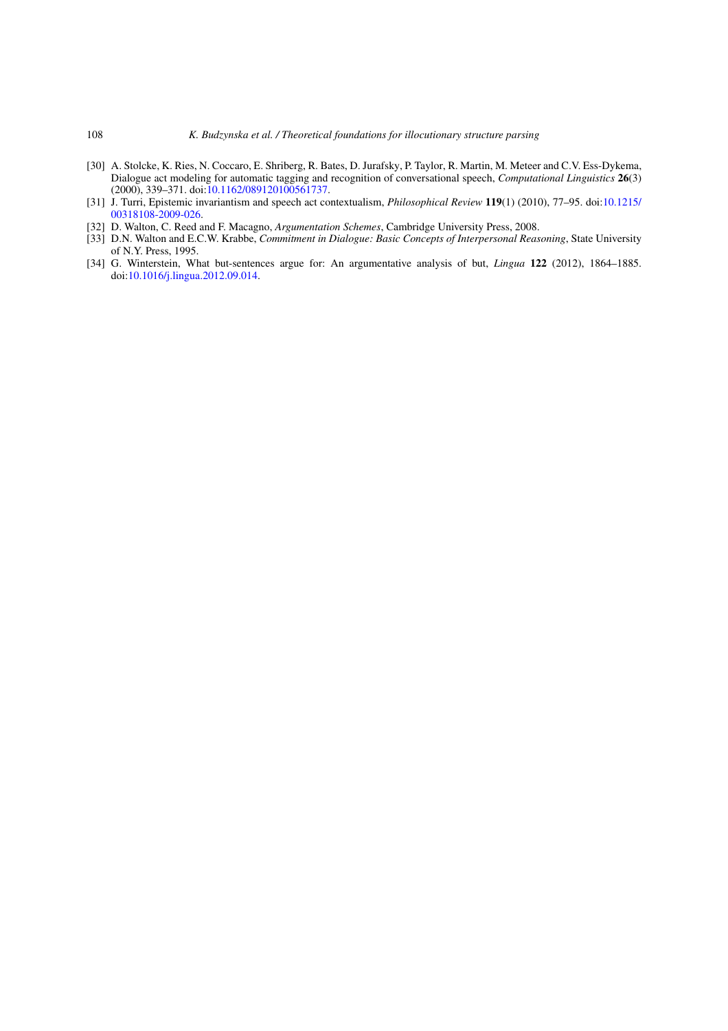[30] A. Stolcke, K. Ries, N. Coccaro, E. Shriberg, R. Bates, D. Jurafsky, P. Taylor, R. Martin, M. Meteer and C.V. Ess-Dykema, Dialogue act modeling for automatic tagging and recognition of conversational speech, *Computational Linguistics* **26**(3) (2000), 339–371. doi:10.1162/089120100561737.

[31] J. Turri, Epistemic invariantism and speech act contextualism, *Philosophical Review* **119**(1) (2010), 77–95. doi:10.1215/00318108-2009-026.

[32] D. Walton, C. Reed and F. Macagno, *Argumentation Schemes*, Cambridge University Press, 2008.

[33] D.N. Walton and E.C.W. Krabbe, *Commitment in Dialogue: Basic Concepts of Interpersonal Reasoning*, State University of N.Y. Press, 1995.

[34] G. Winterstein, What but-sentences argue for: An argumentative analysis of but, *Lingua* **122** (2012), 1864–1885. doi:10.1016/j.lingua.2012.09.014.